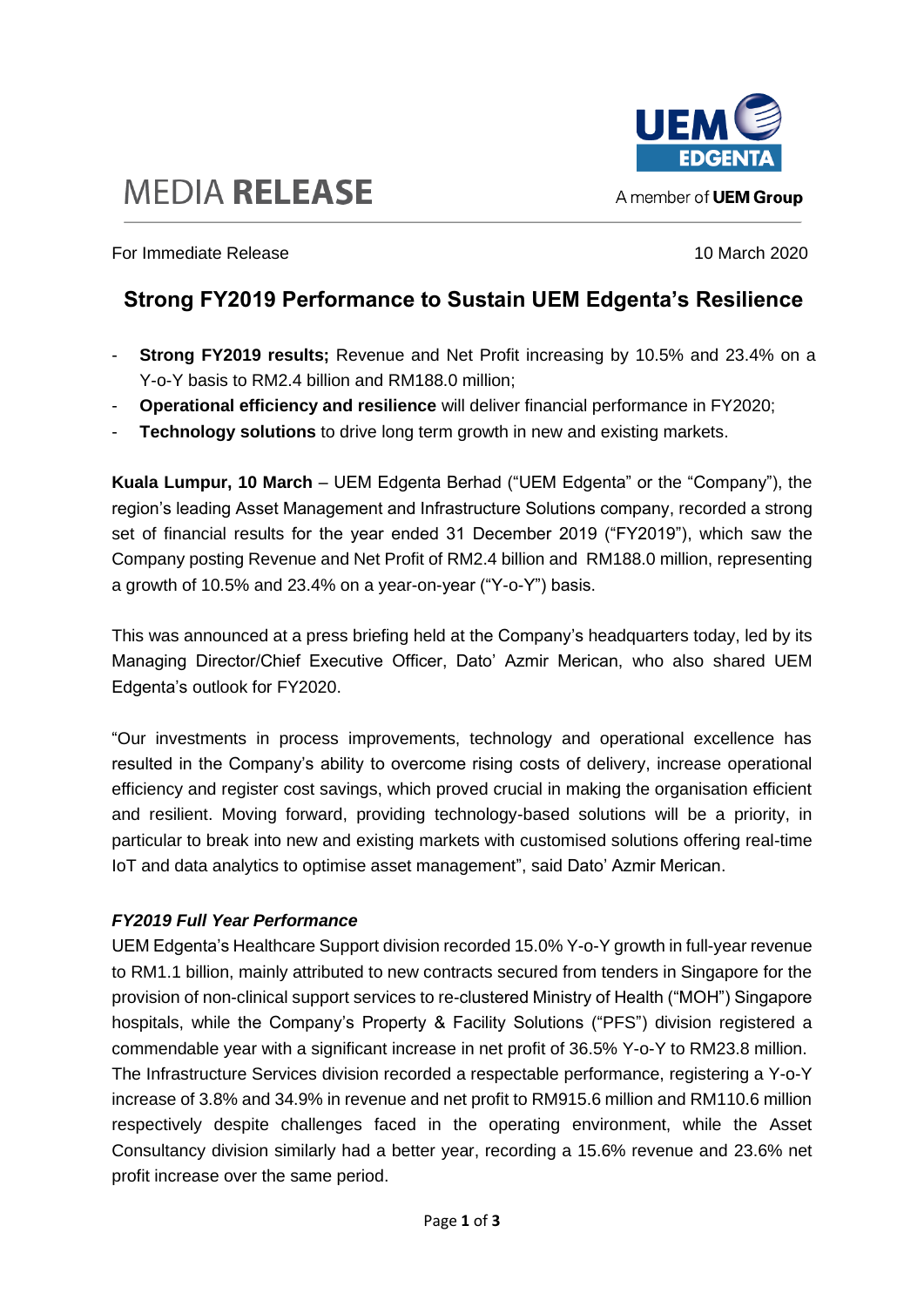# MEDIA RELEASE

For Immediate Release 10 March 2020

## Strong FY2019 Performance to Sustain UEM Edgenta's Resilience

- **Strong FY2019 results;** Revenue and Net Profit increasing by 10.5% and 23.4% on a Y-o-Y basis to RM2.4 billion and RM188.0 million;
- **Operational efficiency and resilience** will deliver financial performance in FY2020;
- **Technology solutions** to drive long term growth in new and existing markets.

**Kuala Lumpur, 10 March** – UEM Edgenta Berhad ("UEM Edgenta" or the "Company"), the region's leading Asset Management and Infrastructure Solutions company, recorded a strong set of financial results for the year ended 31 December 2019 ("FY2019"), which saw the Company posting Revenue and Net Profit of RM2.4 billion and RM188.0 million, representing a growth of 10.5% and 23.4% on a year-on-year ("Y-o-Y") basis.

This was announced at a press briefing held at the Company's headquarters today, led by its Managing Director/Chief Executive Officer, Dato' Azmir Merican, who also shared UEM Edgenta's outlook for FY2020.

"Our investments in process improvements, technology and operational excellence has resulted in the Company's ability to overcome rising costs of delivery, increase operational efficiency and register cost savings, which proved crucial in making the organisation efficient and resilient. Moving forward, providing technology-based solutions will be a priority, in particular to break into new and existing markets with customised solutions offering real-time IoT and data analytics to optimise asset management", said Dato' Azmir Merican.

***FY2019 Full Year Performance***

UEM Edgenta's Healthcare Support division recorded 15.0% Y-o-Y growth in full-year revenue to RM1.1 billion, mainly attributed to new contracts secured from tenders in Singapore for the provision of non-clinical support services to re-clustered Ministry of Health ("MOH") Singapore hospitals, while the Company's Property & Facility Solutions ("PFS") division registered a commendable year with a significant increase in net profit of 36.5% Y-o-Y to RM23.8 million. The Infrastructure Services division recorded a respectable performance, registering a Y-o-Y increase of 3.8% and 34.9% in revenue and net profit to RM915.6 million and RM110.6 million respectively despite challenges faced in the operating environment, while the Asset Consultancy division similarly had a better year, recording a 15.6% revenue and 23.6% net profit increase over the same period.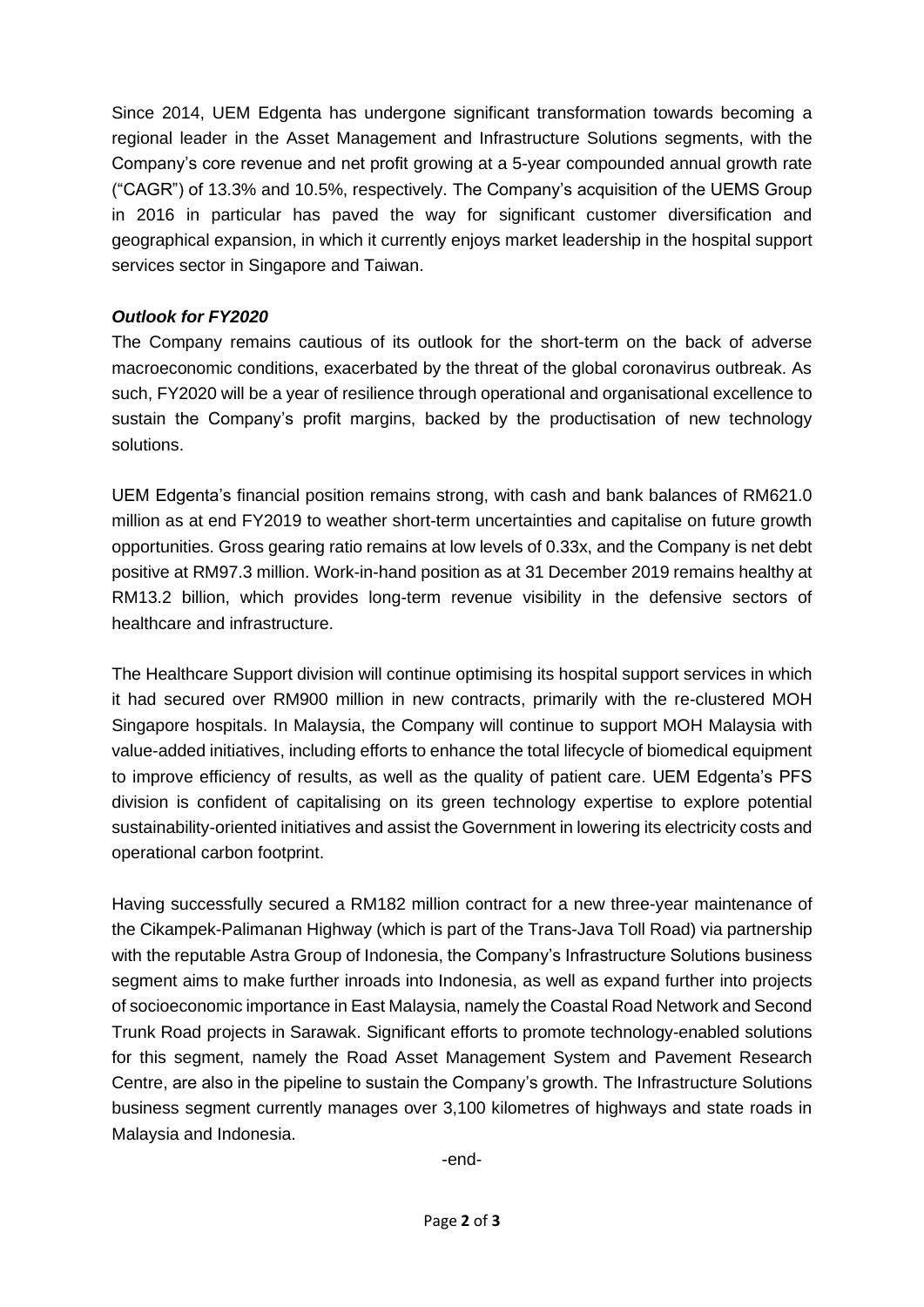Since 2014, UEM Edgenta has undergone significant transformation towards becoming a regional leader in the Asset Management and Infrastructure Solutions segments, with the Company's core revenue and net profit growing at a 5-year compounded annual growth rate ("CAGR") of 13.3% and 10.5%, respectively. The Company's acquisition of the UEMS Group in 2016 in particular has paved the way for significant customer diversification and geographical expansion, in which it currently enjoys market leadership in the hospital support services sector in Singapore and Taiwan.

***Outlook for FY2020***

The Company remains cautious of its outlook for the short-term on the back of adverse macroeconomic conditions, exacerbated by the threat of the global coronavirus outbreak. As such, FY2020 will be a year of resilience through operational and organisational excellence to sustain the Company's profit margins, backed by the productisation of new technology solutions.

UEM Edgenta's financial position remains strong, with cash and bank balances of RM621.0 million as at end FY2019 to weather short-term uncertainties and capitalise on future growth opportunities. Gross gearing ratio remains at low levels of 0.33x, and the Company is net debt positive at RM97.3 million. Work-in-hand position as at 31 December 2019 remains healthy at RM13.2 billion, which provides long-term revenue visibility in the defensive sectors of healthcare and infrastructure.

The Healthcare Support division will continue optimising its hospital support services in which it had secured over RM900 million in new contracts, primarily with the re-clustered MOH Singapore hospitals. In Malaysia, the Company will continue to support MOH Malaysia with value-added initiatives, including efforts to enhance the total lifecycle of biomedical equipment to improve efficiency of results, as well as the quality of patient care. UEM Edgenta's PFS division is confident of capitalising on its green technology expertise to explore potential sustainability-oriented initiatives and assist the Government in lowering its electricity costs and operational carbon footprint.

Having successfully secured a RM182 million contract for a new three-year maintenance of the Cikampek-Palimanan Highway (which is part of the Trans-Java Toll Road) via partnership with the reputable Astra Group of Indonesia, the Company's Infrastructure Solutions business segment aims to make further inroads into Indonesia, as well as expand further into projects of socioeconomic importance in East Malaysia, namely the Coastal Road Network and Second Trunk Road projects in Sarawak. Significant efforts to promote technology-enabled solutions for this segment, namely the Road Asset Management System and Pavement Research Centre, are also in the pipeline to sustain the Company's growth. The Infrastructure Solutions business segment currently manages over 3,100 kilometres of highways and state roads in Malaysia and Indonesia.

-end-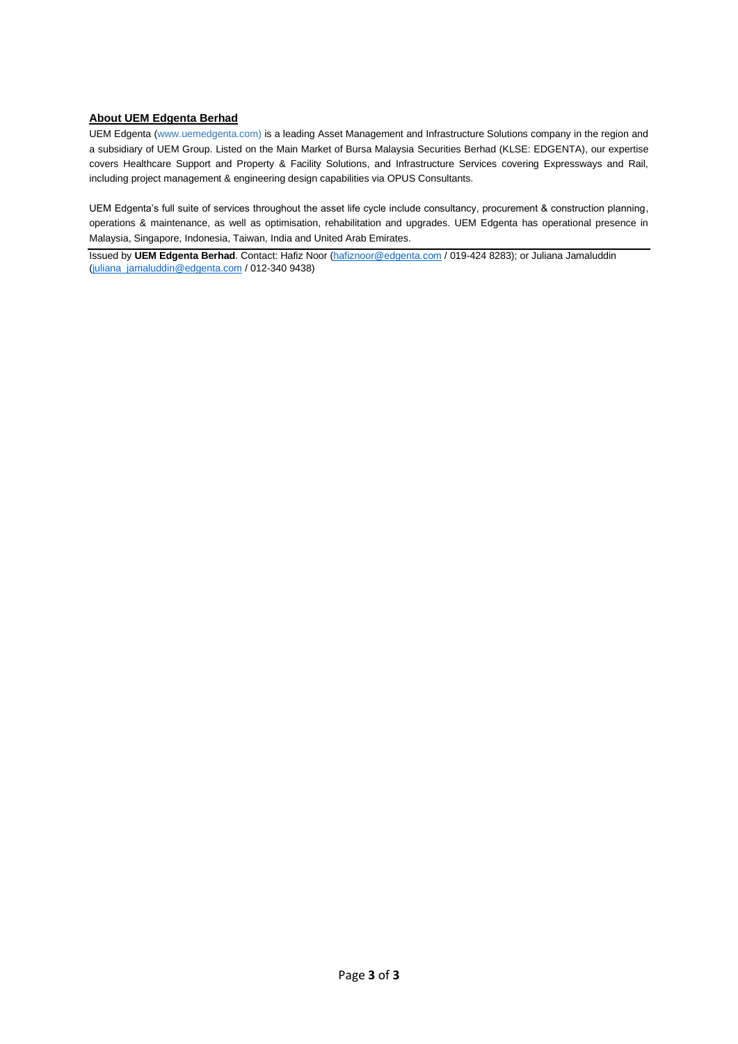**About UEM Edgenta Berhad**

UEM Edgenta (www.uemedgenta.com) is a leading Asset Management and Infrastructure Solutions company in the region and a subsidiary of UEM Group. Listed on the Main Market of Bursa Malaysia Securities Berhad (KLSE: EDGENTA), our expertise covers Healthcare Support and Property & Facility Solutions, and Infrastructure Services covering Expressways and Rail, including project management & engineering design capabilities via OPUS Consultants.

UEM Edgenta's full suite of services throughout the asset life cycle include consultancy, procurement & construction planning, operations & maintenance, as well as optimisation, rehabilitation and upgrades. UEM Edgenta has operational presence in Malaysia, Singapore, Indonesia, Taiwan, India and United Arab Emirates.

---

Issued by **UEM Edgenta Berhad**. Contact: Hafiz Noor (hafiznoor@edgenta.com / 019-424 8283); or Juliana Jamaluddin (juliana_jamaluddin@edgenta.com / 012-340 9438)